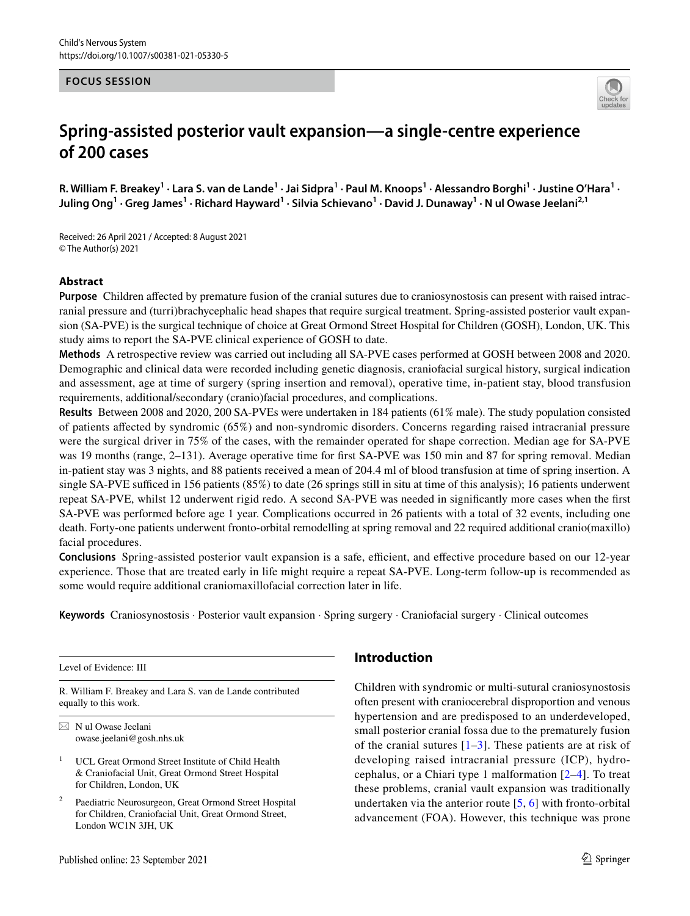FOCUS SESSION

# Spring-assisted posterior vault expansion—a single-centre experience of 200 cases

**R. William F. Breakey[1] · Lara S. van de Lande[1] · Jai Sidpra[1] · Paul M. Knoops[1] · Alessandro Borghi[1] · Justine O'Hara[1] · Juling Ong[1] · Greg James[1] · Richard Hayward[1] · Silvia Schievano[1] · David J. Dunaway[1] · N ul Owase Jeelani[2,1]**

Received: 26 April 2021 / Accepted: 8 August 2021
© The Author(s) 2021

## Abstract

**Purpose** Children affected by premature fusion of the cranial sutures due to craniosynostosis can present with raised intracranial pressure and (turri)brachycephalic head shapes that require surgical treatment. Spring-assisted posterior vault expansion (SA-PVE) is the surgical technique of choice at Great Ormond Street Hospital for Children (GOSH), London, UK. This study aims to report the SA-PVE clinical experience of GOSH to date.

**Methods** A retrospective review was carried out including all SA-PVE cases performed at GOSH between 2008 and 2020. Demographic and clinical data were recorded including genetic diagnosis, craniofacial surgical history, surgical indication and assessment, age at time of surgery (spring insertion and removal), operative time, in-patient stay, blood transfusion requirements, additional/secondary (cranio)facial procedures, and complications.

**Results** Between 2008 and 2020, 200 SA-PVEs were undertaken in 184 patients (61% male). The study population consisted of patients affected by syndromic (65%) and non-syndromic disorders. Concerns regarding raised intracranial pressure were the surgical driver in 75% of the cases, with the remainder operated for shape correction. Median age for SA-PVE was 19 months (range, 2–131). Average operative time for first SA-PVE was 150 min and 87 for spring removal. Median in-patient stay was 3 nights, and 88 patients received a mean of 204.4 ml of blood transfusion at time of spring insertion. A single SA-PVE sufficed in 156 patients (85%) to date (26 springs still in situ at time of this analysis); 16 patients underwent repeat SA-PVE, whilst 12 underwent rigid redo. A second SA-PVE was needed in significantly more cases when the first SA-PVE was performed before age 1 year. Complications occurred in 26 patients with a total of 32 events, including one death. Forty-one patients underwent fronto-orbital remodelling at spring removal and 22 required additional cranio(maxillo)facial procedures.

**Conclusions** Spring-assisted posterior vault expansion is a safe, efficient, and effective procedure based on our 12-year experience. Those that are treated early in life might require a repeat SA-PVE. Long-term follow-up is recommended as some would require additional craniomaxillofacial correction later in life.

**Keywords** Craniosynostosis · Posterior vault expansion · Spring surgery · Craniofacial surgery · Clinical outcomes

Level of Evidence: III

R. William F. Breakey and Lara S. van de Lande contributed equally to this work.

✉ N ul Owase Jeelani
owase.jeelani@gosh.nhs.uk

[1] UCL Great Ormond Street Institute of Child Health & Craniofacial Unit, Great Ormond Street Hospital for Children, London, UK

[2] Paediatric Neurosurgeon, Great Ormond Street Hospital for Children, Craniofacial Unit, Great Ormond Street, London WC1N 3JH, UK

## Introduction

Children with syndromic or multi-sutural craniosynostosis often present with craniocerebral disproportion and venous hypertension and are predisposed to an underdeveloped, small posterior cranial fossa due to the prematurely fusion of the cranial sutures [1–3]. These patients are at risk of developing raised intracranial pressure (ICP), hydrocephalus, or a Chiari type 1 malformation [2–4]. To treat these problems, cranial vault expansion was traditionally undertaken via the anterior route [5, 6] with fronto-orbital advancement (FOA). However, this technique was prone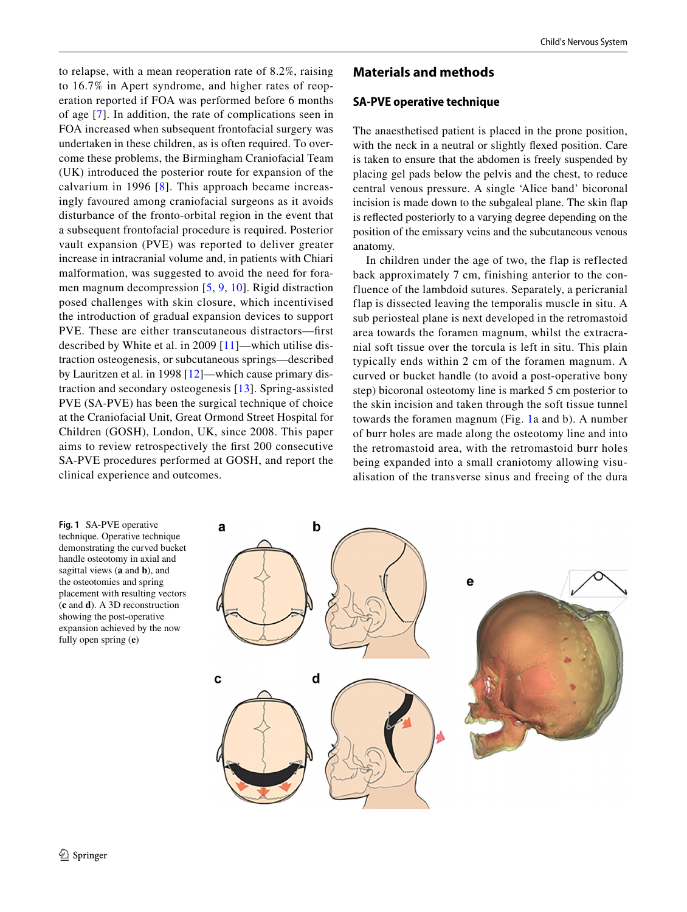to relapse, with a mean reoperation rate of 8.2%, raising to 16.7% in Apert syndrome, and higher rates of reoperation reported if FOA was performed before 6 months of age [7]. In addition, the rate of complications seen in FOA increased when subsequent frontofacial surgery was undertaken in these children, as is often required. To overcome these problems, the Birmingham Craniofacial Team (UK) introduced the posterior route for expansion of the calvarium in 1996 [8]. This approach became increasingly favoured among craniofacial surgeons as it avoids disturbance of the fronto-orbital region in the event that a subsequent frontofacial procedure is required. Posterior vault expansion (PVE) was reported to deliver greater increase in intracranial volume and, in patients with Chiari malformation, was suggested to avoid the need for foramen magnum decompression [5, 9, 10]. Rigid distraction posed challenges with skin closure, which incentivised the introduction of gradual expansion devices to support PVE. These are either transcutaneous distractors—first described by White et al. in 2009 [11]—which utilise distraction osteogenesis, or subcutaneous springs—described by Lauritzen et al. in 1998 [12]—which cause primary distraction and secondary osteogenesis [13]. Spring-assisted PVE (SA-PVE) has been the surgical technique of choice at the Craniofacial Unit, Great Ormond Street Hospital for Children (GOSH), London, UK, since 2008. This paper aims to review retrospectively the first 200 consecutive SA-PVE procedures performed at GOSH, and report the clinical experience and outcomes.

## Materials and methods

### SA-PVE operative technique

The anaesthetised patient is placed in the prone position, with the neck in a neutral or slightly flexed position. Care is taken to ensure that the abdomen is freely suspended by placing gel pads below the pelvis and the chest, to reduce central venous pressure. A single 'Alice band' bicoronal incision is made down to the subgaleal plane. The skin flap is reflected posteriorly to a varying degree depending on the position of the emissary veins and the subcutaneous venous anatomy.

In children under the age of two, the flap is reflected back approximately 7 cm, finishing anterior to the confluence of the lambdoid sutures. Separately, a pericranial flap is dissected leaving the temporalis muscle in situ. A sub periosteal plane is next developed in the retromastoid area towards the foramen magnum, whilst the extracranial soft tissue over the torcula is left in situ. This plain typically ends within 2 cm of the foramen magnum. A curved or bucket handle (to avoid a post-operative bony step) bicoronal osteotomy line is marked 5 cm posterior to the skin incision and taken through the soft tissue tunnel towards the foramen magnum (Fig. 1a and b). A number of burr holes are made along the osteotomy line and into the retromastoid area, with the retromastoid burr holes being expanded into a small craniotomy allowing visualisation of the transverse sinus and freeing of the dura

**Fig. 1** SA-PVE operative technique. Operative technique demonstrating the curved bucket handle osteotomy in axial and sagittal views (**a** and **b**), and the osteotomies and spring placement with resulting vectors (**c** and **d**). A 3D reconstruction showing the post-operative expansion achieved by the now fully open spring (**e**)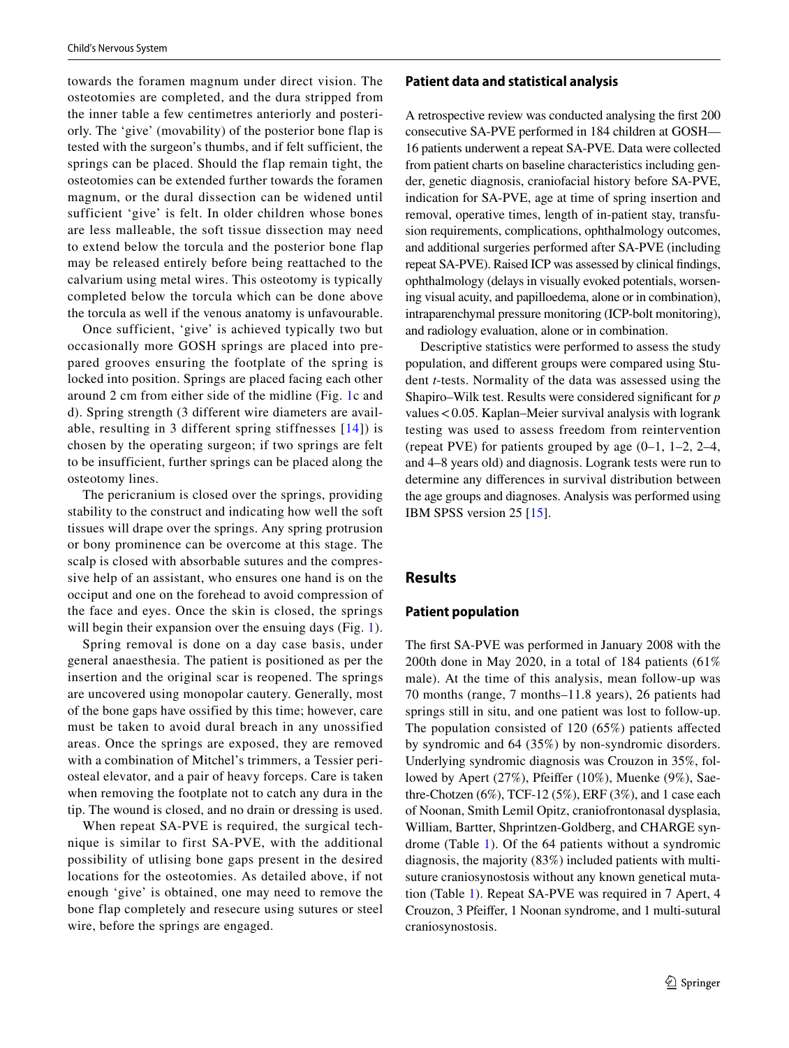towards the foramen magnum under direct vision. The osteotomies are completed, and the dura stripped from the inner table a few centimetres anteriorly and posteriorly. The 'give' (movability) of the posterior bone flap is tested with the surgeon's thumbs, and if felt sufficient, the springs can be placed. Should the flap remain tight, the osteotomies can be extended further towards the foramen magnum, or the dural dissection can be widened until sufficient 'give' is felt. In older children whose bones are less malleable, the soft tissue dissection may need to extend below the torcula and the posterior bone flap may be released entirely before being reattached to the calvarium using metal wires. This osteotomy is typically completed below the torcula which can be done above the torcula as well if the venous anatomy is unfavourable.

Once sufficient, 'give' is achieved typically two but occasionally more GOSH springs are placed into prepared grooves ensuring the footplate of the spring is locked into position. Springs are placed facing each other around 2 cm from either side of the midline (Fig. 1c and d). Spring strength (3 different wire diameters are available, resulting in 3 different spring stiffnesses [14]) is chosen by the operating surgeon; if two springs are felt to be insufficient, further springs can be placed along the osteotomy lines.

The pericranium is closed over the springs, providing stability to the construct and indicating how well the soft tissues will drape over the springs. Any spring protrusion or bony prominence can be overcome at this stage. The scalp is closed with absorbable sutures and the compressive help of an assistant, who ensures one hand is on the occiput and one on the forehead to avoid compression of the face and eyes. Once the skin is closed, the springs will begin their expansion over the ensuing days (Fig. 1).

Spring removal is done on a day case basis, under general anaesthesia. The patient is positioned as per the insertion and the original scar is reopened. The springs are uncovered using monopolar cautery. Generally, most of the bone gaps have ossified by this time; however, care must be taken to avoid dural breach in any unossified areas. Once the springs are exposed, they are removed with a combination of Mitchel's trimmers, a Tessier periosteal elevator, and a pair of heavy forceps. Care is taken when removing the footplate not to catch any dura in the tip. The wound is closed, and no drain or dressing is used.

When repeat SA-PVE is required, the surgical technique is similar to first SA-PVE, with the additional possibility of utlising bone gaps present in the desired locations for the osteotomies. As detailed above, if not enough 'give' is obtained, one may need to remove the bone flap completely and resecure using sutures or steel wire, before the springs are engaged.

### Patient data and statistical analysis

A retrospective review was conducted analysing the first 200 consecutive SA-PVE performed in 184 children at GOSH—16 patients underwent a repeat SA-PVE. Data were collected from patient charts on baseline characteristics including gender, genetic diagnosis, craniofacial history before SA-PVE, indication for SA-PVE, age at time of spring insertion and removal, operative times, length of in-patient stay, transfusion requirements, complications, ophthalmology outcomes, and additional surgeries performed after SA-PVE (including repeat SA-PVE). Raised ICP was assessed by clinical findings, ophthalmology (delays in visually evoked potentials, worsening visual acuity, and papilloedema, alone or in combination), intraparenchymal pressure monitoring (ICP-bolt monitoring), and radiology evaluation, alone or in combination.

Descriptive statistics were performed to assess the study population, and different groups were compared using Student *t*-tests. Normality of the data was assessed using the Shapiro–Wilk test. Results were considered significant for $p$ values $< 0.05$. Kaplan–Meier survival analysis with logrank testing was used to assess freedom from reintervention (repeat PVE) for patients grouped by age (0–1, 1–2, 2–4, and 4–8 years old) and diagnosis. Logrank tests were run to determine any differences in survival distribution between the age groups and diagnoses. Analysis was performed using IBM SPSS version 25 [15].

## Results

### Patient population

The first SA-PVE was performed in January 2008 with the 200th done in May 2020, in a total of 184 patients (61% male). At the time of this analysis, mean follow-up was 70 months (range, 7 months–11.8 years), 26 patients had springs still in situ, and one patient was lost to follow-up. The population consisted of 120 (65%) patients affected by syndromic and 64 (35%) by non-syndromic disorders. Underlying syndromic diagnosis was Crouzon in 35%, followed by Apert (27%), Pfeiffer (10%), Muenke (9%), Saethre-Chotzen (6%), TCF-12 (5%), ERF (3%), and 1 case each of Noonan, Smith Lemil Opitz, craniofrontonasal dysplasia, William, Bartter, Shprintzen-Goldberg, and CHARGE syndrome (Table 1). Of the 64 patients without a syndromic diagnosis, the majority (83%) included patients with multisuture craniosynostosis without any known genetical mutation (Table 1). Repeat SA-PVE was required in 7 Apert, 4 Crouzon, 3 Pfeiffer, 1 Noonan syndrome, and 1 multi-sutural craniosynostosis.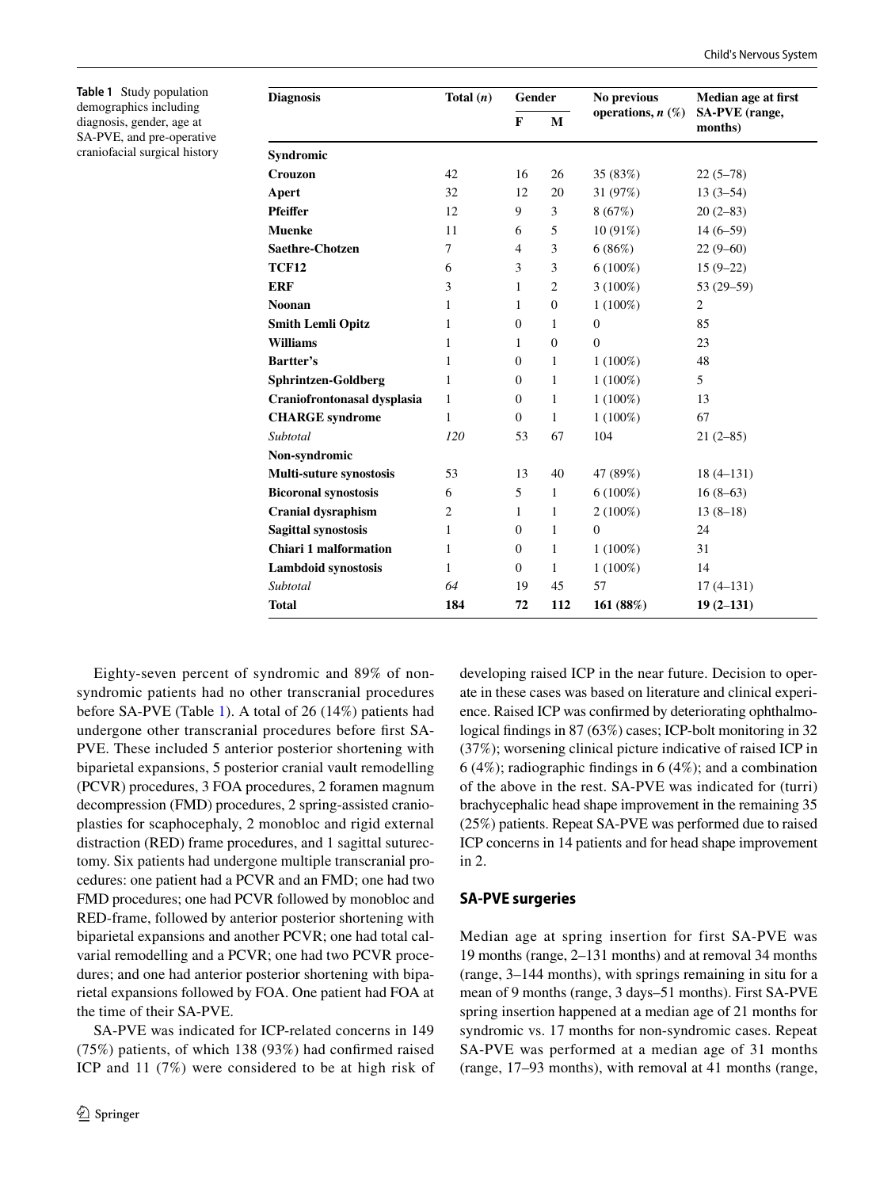**Table 1** Study population demographics including diagnosis, gender, age at SA-PVE, and pre-operative craniofacial surgical history

| Diagnosis | Total (*n*) | Gender | | No previous operations, *n* (%) | Median age at first SA-PVE (range, months) |
|---|---|---|---|---|---|
| | | F | M | | |
| **Syndromic** | | | | | |
| **Crouzon** | 42 | 16 | 26 | 35 (83%) | 22 (5–78) |
| **Apert** | 32 | 12 | 20 | 31 (97%) | 13 (3–54) |
| **Pfeiffer** | 12 | 9 | 3 | 8 (67%) | 20 (2–83) |
| **Muenke** | 11 | 6 | 5 | 10 (91%) | 14 (6–59) |
| **Saethre-Chotzen** | 7 | 4 | 3 | 6 (86%) | 22 (9–60) |
| **TCF12** | 6 | 3 | 3 | 6 (100%) | 15 (9–22) |
| **ERF** | 3 | 1 | 2 | 3 (100%) | 53 (29–59) |
| **Noonan** | 1 | 1 | 0 | 1 (100%) | 2 |
| **Smith Lemli Opitz** | 1 | 0 | 1 | 0 | 85 |
| **Williams** | 1 | 1 | 0 | 0 | 23 |
| **Bartter's** | 1 | 0 | 1 | 1 (100%) | 48 |
| **Sphrintzen-Goldberg** | 1 | 0 | 1 | 1 (100%) | 5 |
| **Craniofrontonasal dysplasia** | 1 | 0 | 1 | 1 (100%) | 13 |
| **CHARGE syndrome** | 1 | 0 | 1 | 1 (100%) | 67 |
| *Subtotal* | *120* | 53 | 67 | 104 | 21 (2–85) |
| **Non-syndromic** | | | | | |
| **Multi-suture synostosis** | 53 | 13 | 40 | 47 (89%) | 18 (4–131) |
| **Bicoronal synostosis** | 6 | 5 | 1 | 6 (100%) | 16 (8–63) |
| **Cranial dysraphism** | 2 | 1 | 1 | 2 (100%) | 13 (8–18) |
| **Sagittal synostosis** | 1 | 0 | 1 | 0 | 24 |
| **Chiari 1 malformation** | 1 | 0 | 1 | 1 (100%) | 31 |
| **Lambdoid synostosis** | 1 | 0 | 1 | 1 (100%) | 14 |
| *Subtotal* | *64* | 19 | 45 | 57 | 17 (4–131) |
| **Total** | **184** | **72** | **112** | **161 (88%)** | **19 (2–131)** |

Eighty-seven percent of syndromic and 89% of non-syndromic patients had no other transcranial procedures before SA-PVE (Table 1). A total of 26 (14%) patients had undergone other transcranial procedures before first SA-PVE. These included 5 anterior posterior shortening with biparietal expansions, 5 posterior cranial vault remodelling (PCVR) procedures, 3 FOA procedures, 2 foramen magnum decompression (FMD) procedures, 2 spring-assisted cranioplasties for scaphocephaly, 2 monobloc and rigid external distraction (RED) frame procedures, and 1 sagittal suturectomy. Six patients had undergone multiple transcranial procedures: one patient had a PCVR and an FMD; one had two FMD procedures; one had PCVR followed by monobloc and RED-frame, followed by anterior posterior shortening with biparietal expansions and another PCVR; one had total calvarial remodelling and a PCVR; one had two PCVR procedures; and one had anterior posterior shortening with biparietal expansions followed by FOA. One patient had FOA at the time of their SA-PVE.

SA-PVE was indicated for ICP-related concerns in 149 (75%) patients, of which 138 (93%) had confirmed raised ICP and 11 (7%) were considered to be at high risk of developing raised ICP in the near future. Decision to operate in these cases was based on literature and clinical experience. Raised ICP was confirmed by deteriorating ophthalmological findings in 87 (63%) cases; ICP-bolt monitoring in 32 (37%); worsening clinical picture indicative of raised ICP in 6 (4%); radiographic findings in 6 (4%); and a combination of the above in the rest. SA-PVE was indicated for (turri) brachycephalic head shape improvement in the remaining 35 (25%) patients. Repeat SA-PVE was performed due to raised ICP concerns in 14 patients and for head shape improvement in 2.

## SA-PVE surgeries

Median age at spring insertion for first SA-PVE was 19 months (range, 2–131 months) and at removal 34 months (range, 3–144 months), with springs remaining in situ for a mean of 9 months (range, 3 days–51 months). First SA-PVE spring insertion happened at a median age of 21 months for syndromic vs. 17 months for non-syndromic cases. Repeat SA-PVE was performed at a median age of 31 months (range, 17–93 months), with removal at 41 months (range,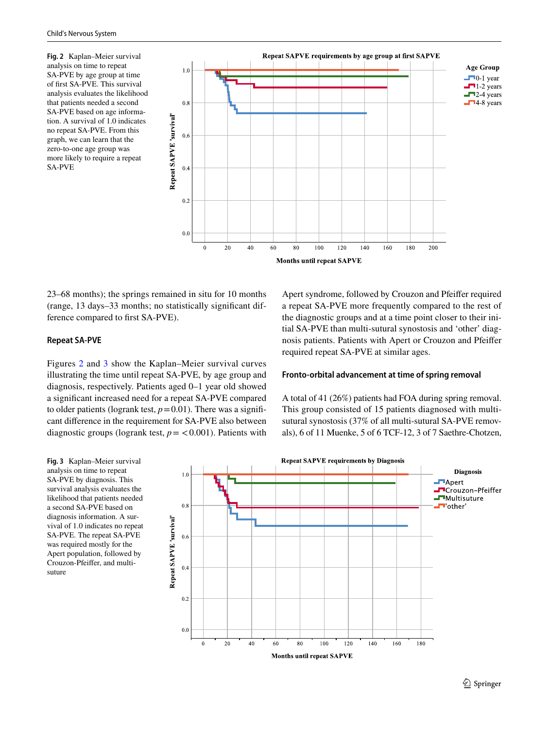**Fig. 2** Kaplan–Meier survival analysis on time to repeat SA-PVE by age group at time of first SA-PVE. This survival analysis evaluates the likelihood that patients needed a second SA-PVE based on age information. A survival of 1.0 indicates no repeat SA-PVE. From this graph, we can learn that the zero-to-one age group was more likely to require a repeat SA-PVE

23–68 months); the springs remained in situ for 10 months (range, 13 days–33 months; no statistically significant difference compared to first SA-PVE).

### Repeat SA-PVE

Figures 2 and 3 show the Kaplan–Meier survival curves illustrating the time until repeat SA-PVE, by age group and diagnosis, respectively. Patients aged 0–1 year old showed a significant increased need for a repeat SA-PVE compared to older patients (logrank test, $p = 0.01$). There was a significant difference in the requirement for SA-PVE also between diagnostic groups (logrank test, $p = < 0.001$). Patients with Apert syndrome, followed by Crouzon and Pfeiffer required a repeat SA-PVE more frequently compared to the rest of the diagnostic groups and at a time point closer to their initial SA-PVE than multi-sutural synostosis and 'other' diagnosis patients. Patients with Apert or Crouzon and Pfeiffer required repeat SA-PVE at similar ages.

### Fronto-orbital advancement at time of spring removal

A total of 41 (26%) patients had FOA during spring removal. This group consisted of 15 patients diagnosed with multi-sutural synostosis (37% of all multi-sutural SA-PVE removals), 6 of 11 Muenke, 5 of 6 TCF-12, 3 of 7 Saethre-Chotzen,

**Fig. 3** Kaplan–Meier survival analysis on time to repeat SA-PVE by diagnosis. This survival analysis evaluates the likelihood that patients needed a second SA-PVE based on diagnosis information. A survival of 1.0 indicates no repeat SA-PVE. The repeat SA-PVE was required mostly for the Apert population, followed by Crouzon-Pfeiffer, and multi-suture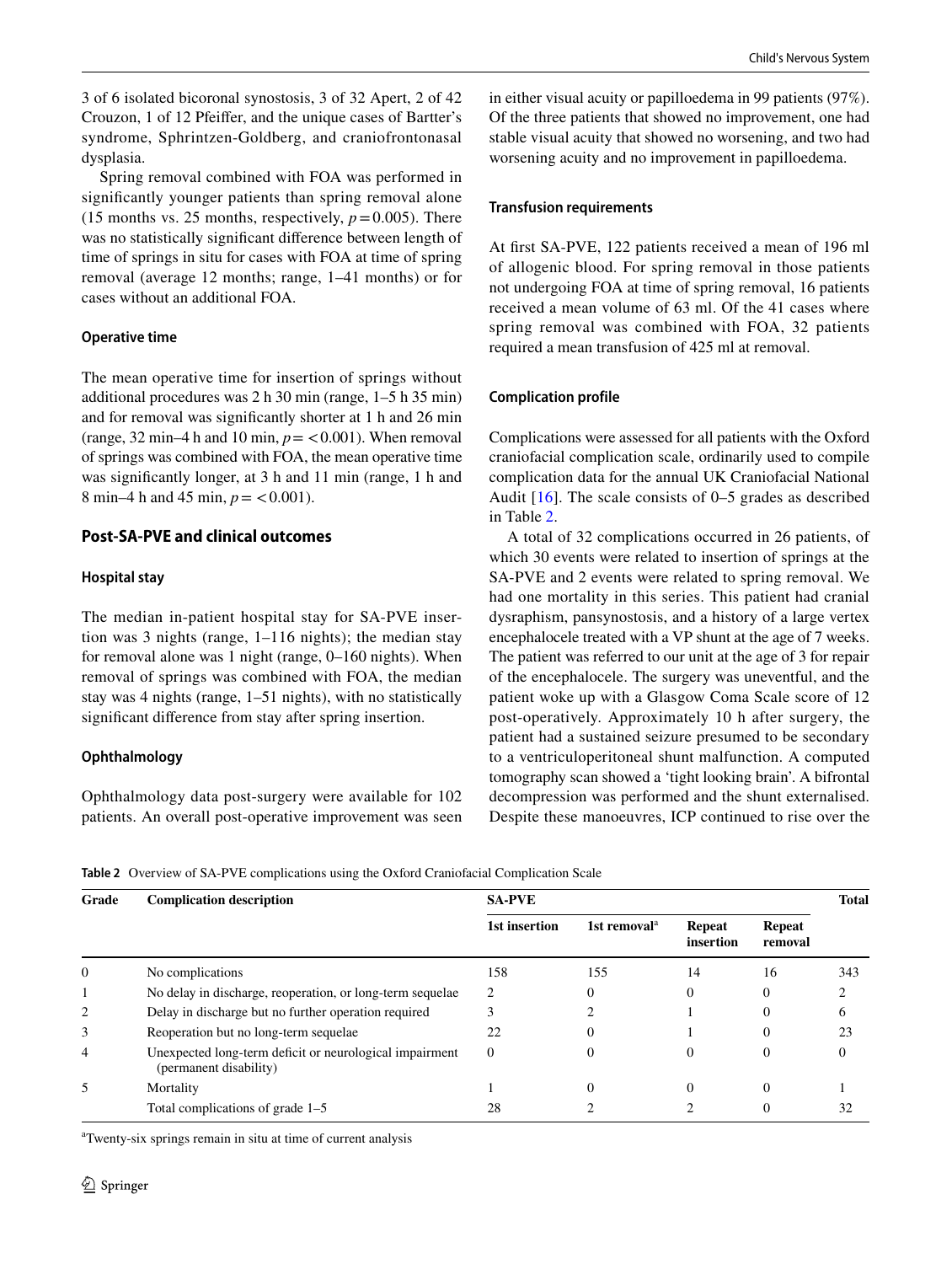3 of 6 isolated bicoronal synostosis, 3 of 32 Apert, 2 of 42 Crouzon, 1 of 12 Pfeiffer, and the unique cases of Bartter's syndrome, Sphrintzen-Goldberg, and craniofrontonasal dysplasia.

Spring removal combined with FOA was performed in significantly younger patients than spring removal alone (15 months vs. 25 months, respectively, $p = 0.005$). There was no statistically significant difference between length of time of springs in situ for cases with FOA at time of spring removal (average 12 months; range, 1–41 months) or for cases without an additional FOA.

### Operative time

The mean operative time for insertion of springs without additional procedures was 2 h 30 min (range, 1–5 h 35 min) and for removal was significantly shorter at 1 h and 26 min (range, 32 min–4 h and 10 min, $p = < 0.001$). When removal of springs was combined with FOA, the mean operative time was significantly longer, at 3 h and 11 min (range, 1 h and 8 min–4 h and 45 min, $p = < 0.001$).

## Post-SA-PVE and clinical outcomes

### Hospital stay

The median in-patient hospital stay for SA-PVE insertion was 3 nights (range, 1–116 nights); the median stay for removal alone was 1 night (range, 0–160 nights). When removal of springs was combined with FOA, the median stay was 4 nights (range, 1–51 nights), with no statistically significant difference from stay after spring insertion.

### Ophthalmology

Ophthalmology data post-surgery were available for 102 patients. An overall post-operative improvement was seen in either visual acuity or papilloedema in 99 patients (97%). Of the three patients that showed no improvement, one had stable visual acuity that showed no worsening, and two had worsening acuity and no improvement in papilloedema.

### Transfusion requirements

At first SA-PVE, 122 patients received a mean of 196 ml of allogenic blood. For spring removal in those patients not undergoing FOA at time of spring removal, 16 patients received a mean volume of 63 ml. Of the 41 cases where spring removal was combined with FOA, 32 patients required a mean transfusion of 425 ml at removal.

### Complication profile

Complications were assessed for all patients with the Oxford craniofacial complication scale, ordinarily used to compile complication data for the annual UK Craniofacial National Audit [16]. The scale consists of 0–5 grades as described in Table 2.

A total of 32 complications occurred in 26 patients, of which 30 events were related to insertion of springs at the SA-PVE and 2 events were related to spring removal. We had one mortality in this series. This patient had cranial dysraphism, pansynostosis, and a history of a large vertex encephalocele treated with a VP shunt at the age of 7 weeks. The patient was referred to our unit at the age of 3 for repair of the encephalocele. The surgery was uneventful, and the patient woke up with a Glasgow Coma Scale score of 12 post-operatively. Approximately 10 h after surgery, the patient had a sustained seizure presumed to be secondary to a ventriculoperitoneal shunt malfunction. A computed tomography scan showed a 'tight looking brain'. A bifrontal decompression was performed and the shunt externalised. Despite these manoeuvres, ICP continued to rise over the

**Table 2** Overview of SA-PVE complications using the Oxford Craniofacial Complication Scale

| Grade | Complication description | SA-PVE | | | | Total |
|---|---|---|---|---|---|---|
| | | 1st insertion | 1st removal[a] | Repeat insertion | Repeat removal | |
| 0 | No complications | 158 | 155 | 14 | 16 | 343 |
| 1 | No delay in discharge, reoperation, or long-term sequelae | 2 | 0 | 0 | 0 | 2 |
| 2 | Delay in discharge but no further operation required | 3 | 2 | 1 | 0 | 6 |
| 3 | Reoperation but no long-term sequelae | 22 | 0 | 1 | 0 | 23 |
| 4 | Unexpected long-term deficit or neurological impairment (permanent disability) | 0 | 0 | 0 | 0 | 0 |
| 5 | Mortality | 1 | 0 | 0 | 0 | 1 |
| | Total complications of grade 1–5 | 28 | 2 | 2 | 0 | 32 |

[a]Twenty-six springs remain in situ at time of current analysis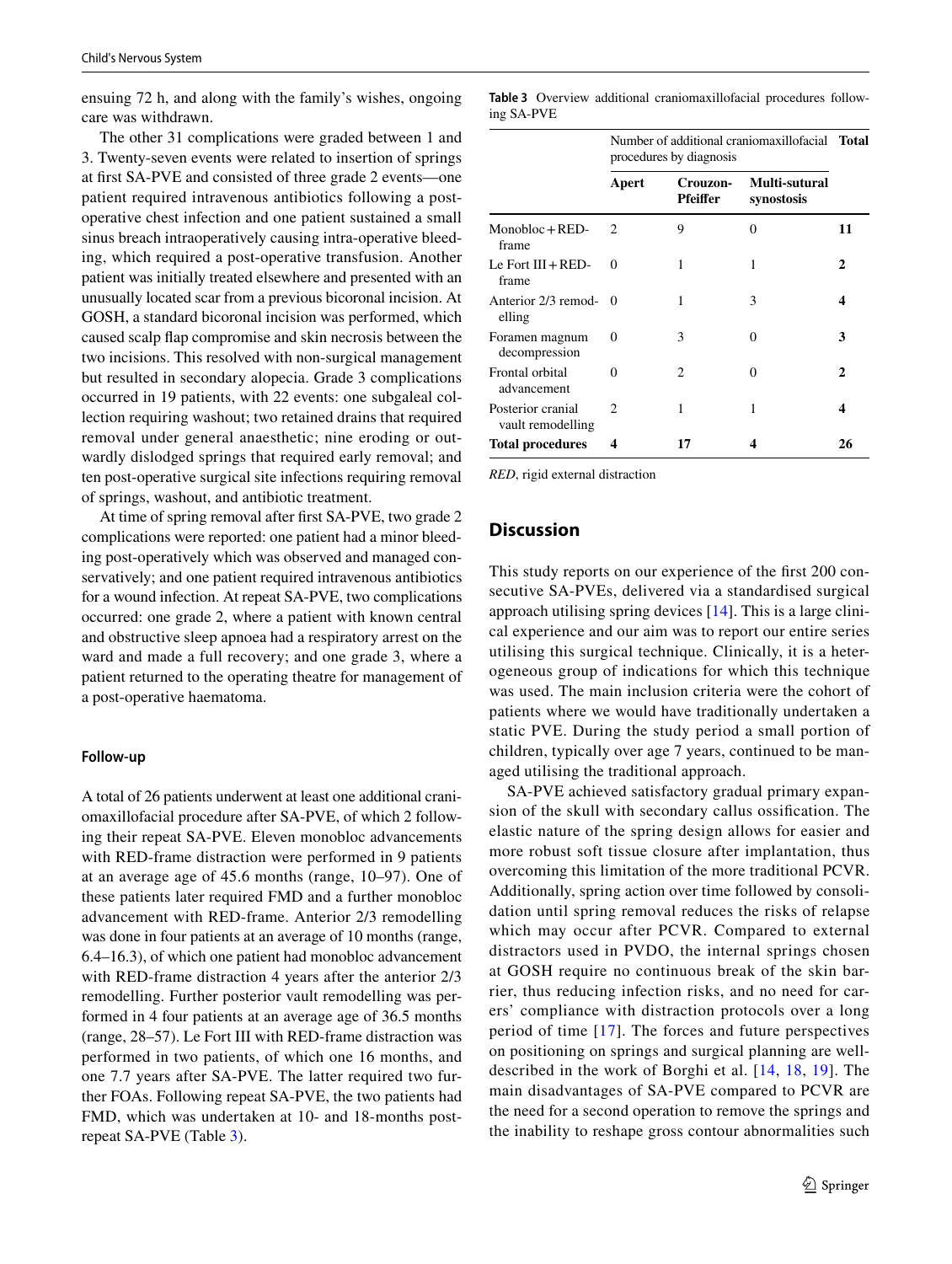ensuing 72 h, and along with the family's wishes, ongoing care was withdrawn.

The other 31 complications were graded between 1 and 3. Twenty-seven events were related to insertion of springs at first SA-PVE and consisted of three grade 2 events—one patient required intravenous antibiotics following a post-operative chest infection and one patient sustained a small sinus breach intraoperatively causing intra-operative bleeding, which required a post-operative transfusion. Another patient was initially treated elsewhere and presented with an unusually located scar from a previous bicoronal incision. At GOSH, a standard bicoronal incision was performed, which caused scalp flap compromise and skin necrosis between the two incisions. This resolved with non-surgical management but resulted in secondary alopecia. Grade 3 complications occurred in 19 patients, with 22 events: one subgaleal collection requiring washout; two retained drains that required removal under general anaesthetic; nine eroding or outwardly dislodged springs that required early removal; and ten post-operative surgical site infections requiring removal of springs, washout, and antibiotic treatment.

At time of spring removal after first SA-PVE, two grade 2 complications were reported: one patient had a minor bleeding post-operatively which was observed and managed conservatively; and one patient required intravenous antibiotics for a wound infection. At repeat SA-PVE, two complications occurred: one grade 2, where a patient with known central and obstructive sleep apnoea had a respiratory arrest on the ward and made a full recovery; and one grade 3, where a patient returned to the operating theatre for management of a post-operative haematoma.

### Follow-up

A total of 26 patients underwent at least one additional craniomaxillofacial procedure after SA-PVE, of which 2 following their repeat SA-PVE. Eleven monobloc advancements with RED-frame distraction were performed in 9 patients at an average age of 45.6 months (range, 10–97). One of these patients later required FMD and a further monobloc advancement with RED-frame. Anterior 2/3 remodelling was done in four patients at an average of 10 months (range, 6.4–16.3), of which one patient had monobloc advancement with RED-frame distraction 4 years after the anterior 2/3 remodelling. Further posterior vault remodelling was performed in 4 four patients at an average age of 36.5 months (range, 28–57). Le Fort III with RED-frame distraction was performed in two patients, of which one 16 months, and one 7.7 years after SA-PVE. The latter required two further FOAs. Following repeat SA-PVE, the two patients had FMD, which was undertaken at 10- and 18-months post-repeat SA-PVE (Table 3).

**Table 3** Overview additional craniomaxillofacial procedures following SA-PVE

| | Number of additional craniomaxillofacial procedures by diagnosis | | | Total |
|---|---|---|---|---|
| | **Apert** | **Crouzon-Pfeiffer** | **Multi-sutural synostosis** | |
| Monobloc + RED-frame | 2 | 9 | 0 | **11** |
| Le Fort III + RED-frame | 0 | 1 | 1 | **2** |
| Anterior 2/3 remodelling | 0 | 1 | 3 | **4** |
| Foramen magnum decompression | 0 | 3 | 0 | **3** |
| Frontal orbital advancement | 0 | 2 | 0 | **2** |
| Posterior cranial vault remodelling | 2 | 1 | 1 | **4** |
| **Total procedures** | **4** | **17** | **4** | **26** |

*RED*, rigid external distraction

## Discussion

This study reports on our experience of the first 200 consecutive SA-PVEs, delivered via a standardised surgical approach utilising spring devices [14]. This is a large clinical experience and our aim was to report our entire series utilising this surgical technique. Clinically, it is a heterogeneous group of indications for which this technique was used. The main inclusion criteria were the cohort of patients where we would have traditionally undertaken a static PVE. During the study period a small portion of children, typically over age 7 years, continued to be managed utilising the traditional approach.

SA-PVE achieved satisfactory gradual primary expansion of the skull with secondary callus ossification. The elastic nature of the spring design allows for easier and more robust soft tissue closure after implantation, thus overcoming this limitation of the more traditional PCVR. Additionally, spring action over time followed by consolidation until spring removal reduces the risks of relapse which may occur after PCVR. Compared to external distractors used in PVDO, the internal springs chosen at GOSH require no continuous break of the skin barrier, thus reducing infection risks, and no need for carers' compliance with distraction protocols over a long period of time [17]. The forces and future perspectives on positioning on springs and surgical planning are well-described in the work of Borghi et al. [14, 18, 19]. The main disadvantages of SA-PVE compared to PCVR are the need for a second operation to remove the springs and the inability to reshape gross contour abnormalities such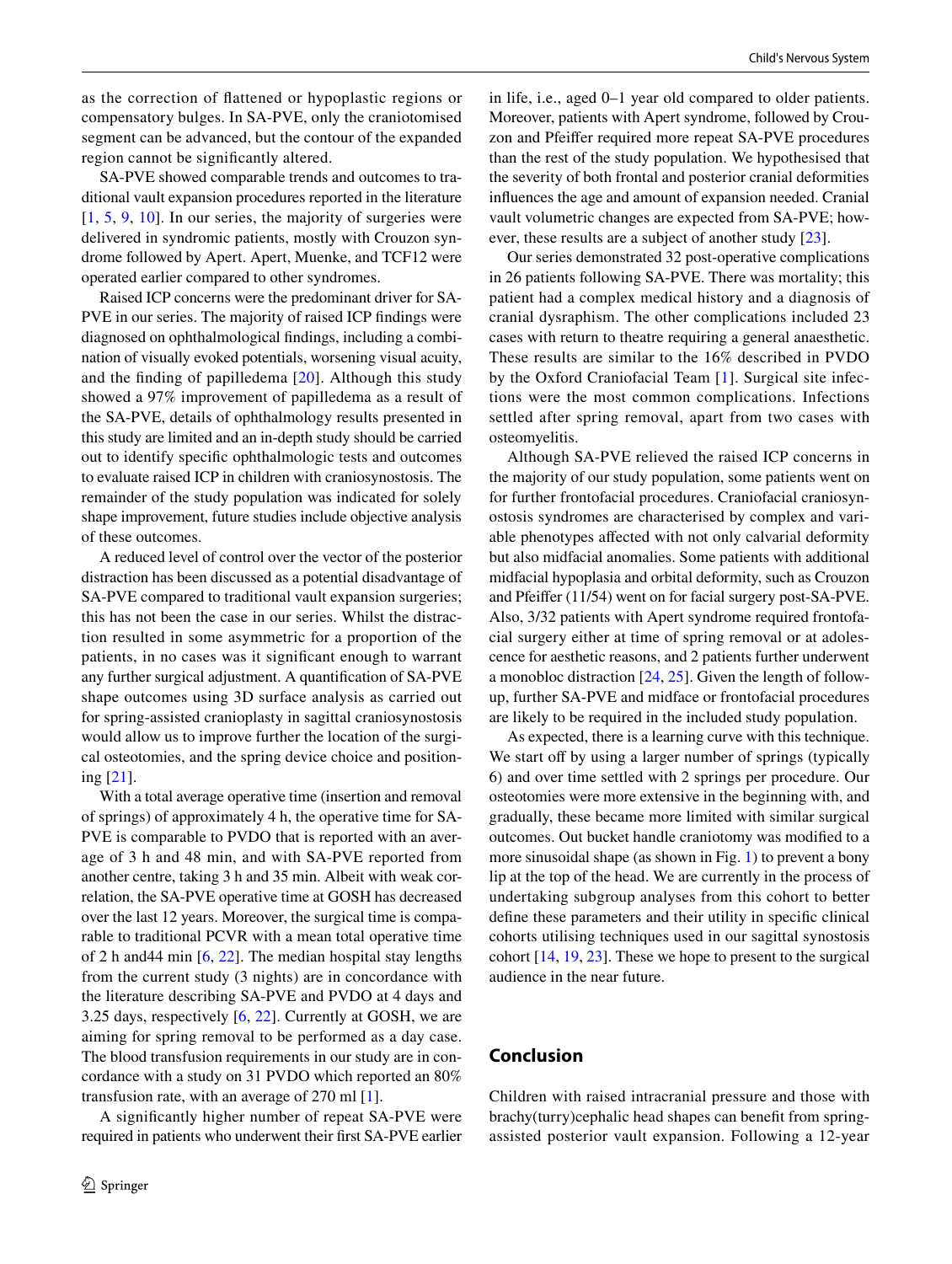as the correction of flattened or hypoplastic regions or compensatory bulges. In SA-PVE, only the craniotomised segment can be advanced, but the contour of the expanded region cannot be significantly altered.

SA-PVE showed comparable trends and outcomes to traditional vault expansion procedures reported in the literature [1, 5, 9, 10]. In our series, the majority of surgeries were delivered in syndromic patients, mostly with Crouzon syndrome followed by Apert. Apert, Muenke, and TCF12 were operated earlier compared to other syndromes.

Raised ICP concerns were the predominant driver for SA-PVE in our series. The majority of raised ICP findings were diagnosed on ophthalmological findings, including a combination of visually evoked potentials, worsening visual acuity, and the finding of papilledema [20]. Although this study showed a 97% improvement of papilledema as a result of the SA-PVE, details of ophthalmology results presented in this study are limited and an in-depth study should be carried out to identify specific ophthalmologic tests and outcomes to evaluate raised ICP in children with craniosynostosis. The remainder of the study population was indicated for solely shape improvement, future studies include objective analysis of these outcomes.

A reduced level of control over the vector of the posterior distraction has been discussed as a potential disadvantage of SA-PVE compared to traditional vault expansion surgeries; this has not been the case in our series. Whilst the distraction resulted in some asymmetric for a proportion of the patients, in no cases was it significant enough to warrant any further surgical adjustment. A quantification of SA-PVE shape outcomes using 3D surface analysis as carried out for spring-assisted cranioplasty in sagittal craniosynostosis would allow us to improve further the location of the surgical osteotomies, and the spring device choice and positioning [21].

With a total average operative time (insertion and removal of springs) of approximately 4 h, the operative time for SA-PVE is comparable to PVDO that is reported with an average of 3 h and 48 min, and with SA-PVE reported from another centre, taking 3 h and 35 min. Albeit with weak correlation, the SA-PVE operative time at GOSH has decreased over the last 12 years. Moreover, the surgical time is comparable to traditional PCVR with a mean total operative time of 2 h and44 min [6, 22]. The median hospital stay lengths from the current study (3 nights) are in concordance with the literature describing SA-PVE and PVDO at 4 days and 3.25 days, respectively [6, 22]. Currently at GOSH, we are aiming for spring removal to be performed as a day case. The blood transfusion requirements in our study are in concordance with a study on 31 PVDO which reported an 80% transfusion rate, with an average of 270 ml [1].

A significantly higher number of repeat SA-PVE were required in patients who underwent their first SA-PVE earlier in life, i.e., aged 0–1 year old compared to older patients. Moreover, patients with Apert syndrome, followed by Crouzon and Pfeiffer required more repeat SA-PVE procedures than the rest of the study population. We hypothesised that the severity of both frontal and posterior cranial deformities influences the age and amount of expansion needed. Cranial vault volumetric changes are expected from SA-PVE; however, these results are a subject of another study [23].

Our series demonstrated 32 post-operative complications in 26 patients following SA-PVE. There was mortality; this patient had a complex medical history and a diagnosis of cranial dysraphism. The other complications included 23 cases with return to theatre requiring a general anaesthetic. These results are similar to the 16% described in PVDO by the Oxford Craniofacial Team [1]. Surgical site infections were the most common complications. Infections settled after spring removal, apart from two cases with osteomyelitis.

Although SA-PVE relieved the raised ICP concerns in the majority of our study population, some patients went on for further frontofacial procedures. Craniofacial craniosynostosis syndromes are characterised by complex and variable phenotypes affected with not only calvarial deformity but also midfacial anomalies. Some patients with additional midfacial hypoplasia and orbital deformity, such as Crouzon and Pfeiffer (11/54) went on for facial surgery post-SA-PVE. Also, 3/32 patients with Apert syndrome required frontofacial surgery either at time of spring removal or at adolescence for aesthetic reasons, and 2 patients further underwent a monobloc distraction [24, 25]. Given the length of follow-up, further SA-PVE and midface or frontofacial procedures are likely to be required in the included study population.

As expected, there is a learning curve with this technique. We start off by using a larger number of springs (typically 6) and over time settled with 2 springs per procedure. Our osteotomies were more extensive in the beginning with, and gradually, these became more limited with similar surgical outcomes. Out bucket handle craniotomy was modified to a more sinusoidal shape (as shown in Fig. 1) to prevent a bony lip at the top of the head. We are currently in the process of undertaking subgroup analyses from this cohort to better define these parameters and their utility in specific clinical cohorts utilising techniques used in our sagittal synostosis cohort [14, 19, 23]. These we hope to present to the surgical audience in the near future.

## Conclusion

Children with raised intracranial pressure and those with brachy(turry)cephalic head shapes can benefit from spring-assisted posterior vault expansion. Following a 12-year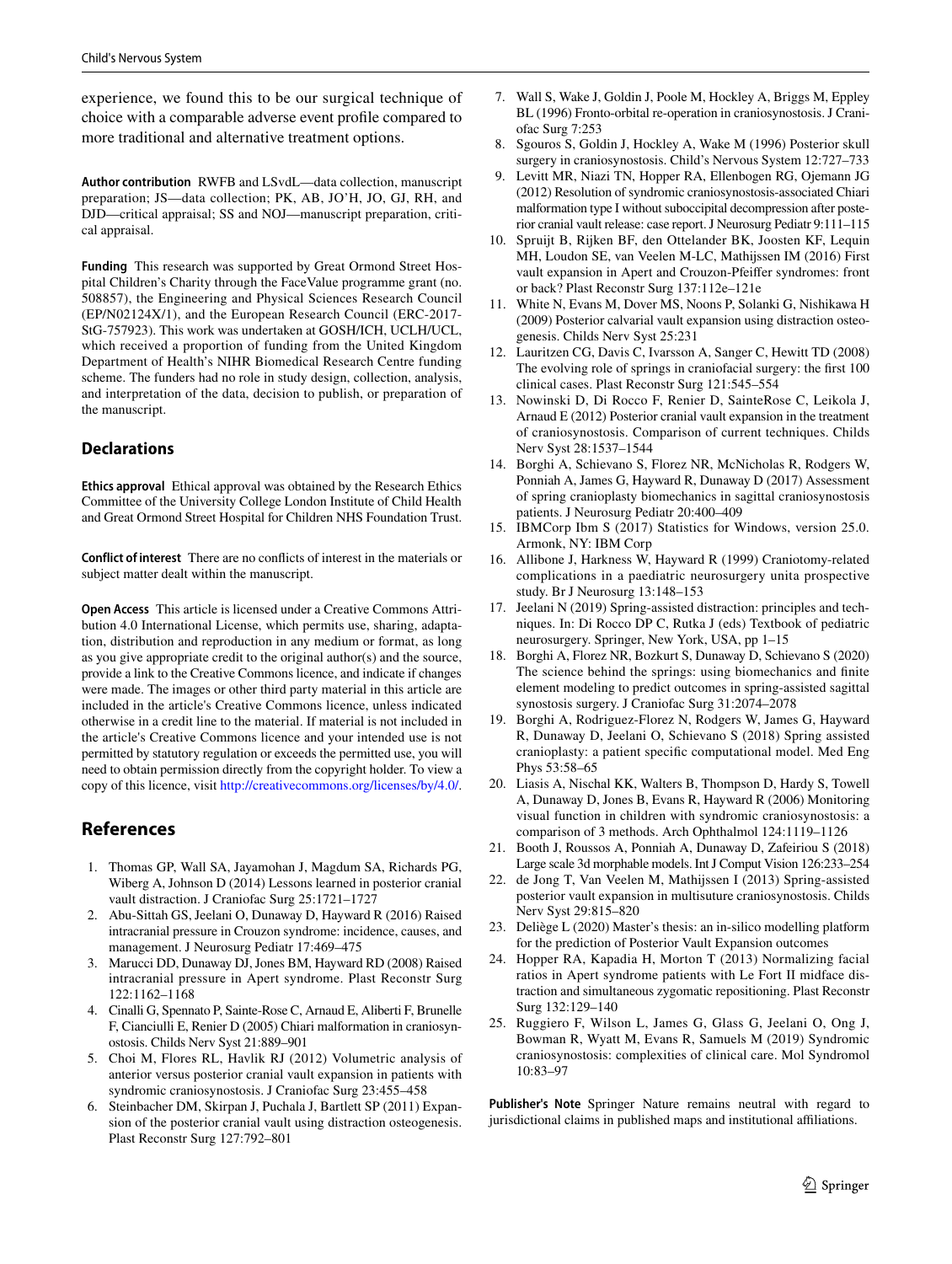experience, we found this to be our surgical technique of choice with a comparable adverse event profile compared to more traditional and alternative treatment options.

**Author contribution** RWFB and LSvdL—data collection, manuscript preparation; JS—data collection; PK, AB, JO'H, JO, GJ, RH, and DJD—critical appraisal; SS and NOJ—manuscript preparation, critical appraisal.

**Funding** This research was supported by Great Ormond Street Hospital Children's Charity through the FaceValue programme grant (no. 508857), the Engineering and Physical Sciences Research Council (EP/N02124X/1), and the European Research Council (ERC-2017-StG-757923). This work was undertaken at GOSH/ICH, UCLH/UCL, which received a proportion of funding from the United Kingdom Department of Health's NIHR Biomedical Research Centre funding scheme. The funders had no role in study design, collection, analysis, and interpretation of the data, decision to publish, or preparation of the manuscript.

## Declarations

**Ethics approval** Ethical approval was obtained by the Research Ethics Committee of the University College London Institute of Child Health and Great Ormond Street Hospital for Children NHS Foundation Trust.

**Conflict of interest** There are no conflicts of interest in the materials or subject matter dealt within the manuscript.

**Open Access** This article is licensed under a Creative Commons Attribution 4.0 International License, which permits use, sharing, adaptation, distribution and reproduction in any medium or format, as long as you give appropriate credit to the original author(s) and the source, provide a link to the Creative Commons licence, and indicate if changes were made. The images or other third party material in this article are included in the article's Creative Commons licence, unless indicated otherwise in a credit line to the material. If material is not included in the article's Creative Commons licence and your intended use is not permitted by statutory regulation or exceeds the permitted use, you will need to obtain permission directly from the copyright holder. To view a copy of this licence, visit http://creativecommons.org/licenses/by/4.0/.

## References

1. Thomas GP, Wall SA, Jayamohan J, Magdum SA, Richards PG, Wiberg A, Johnson D (2014) Lessons learned in posterior cranial vault distraction. J Craniofac Surg 25:1721–1727
2. Abu-Sittah GS, Jeelani O, Dunaway D, Hayward R (2016) Raised intracranial pressure in Crouzon syndrome: incidence, causes, and management. J Neurosurg Pediatr 17:469–475
3. Marucci DD, Dunaway DJ, Jones BM, Hayward RD (2008) Raised intracranial pressure in Apert syndrome. Plast Reconstr Surg 122:1162–1168
4. Cinalli G, Spennato P, Sainte-Rose C, Arnaud E, Aliberti F, Brunelle F, Cianciulli E, Renier D (2005) Chiari malformation in craniosynostosis. Childs Nerv Syst 21:889–901
5. Choi M, Flores RL, Havlik RJ (2012) Volumetric analysis of anterior versus posterior cranial vault expansion in patients with syndromic craniosynostosis. J Craniofac Surg 23:455–458
6. Steinbacher DM, Skirpan J, Puchala J, Bartlett SP (2011) Expansion of the posterior cranial vault using distraction osteogenesis. Plast Reconstr Surg 127:792–801
7. Wall S, Wake J, Goldin J, Poole M, Hockley A, Briggs M, Eppley BL (1996) Fronto-orbital re-operation in craniosynostosis. J Craniofac Surg 7:253
8. Sgouros S, Goldin J, Hockley A, Wake M (1996) Posterior skull surgery in craniosynostosis. Child's Nervous System 12:727–733
9. Levitt MR, Niazi TN, Hopper RA, Ellenbogen RG, Ojemann JG (2012) Resolution of syndromic craniosynostosis-associated Chiari malformation type I without suboccipital decompression after posterior cranial vault release: case report. J Neurosurg Pediatr 9:111–115
10. Spruijt B, Rijken BF, den Ottelander BK, Joosten KF, Lequin MH, Loudon SE, van Veelen M-LC, Mathijssen IM (2016) First vault expansion in Apert and Crouzon-Pfeiffer syndromes: front or back? Plast Reconstr Surg 137:112e–121e
11. White N, Evans M, Dover MS, Noons P, Solanki G, Nishikawa H (2009) Posterior calvarial vault expansion using distraction osteogenesis. Childs Nerv Syst 25:231
12. Lauritzen CG, Davis C, Ivarsson A, Sanger C, Hewitt TD (2008) The evolving role of springs in craniofacial surgery: the first 100 clinical cases. Plast Reconstr Surg 121:545–554
13. Nowinski D, Di Rocco F, Renier D, SainteRose C, Leikola J, Arnaud E (2012) Posterior cranial vault expansion in the treatment of craniosynostosis. Comparison of current techniques. Childs Nerv Syst 28:1537–1544
14. Borghi A, Schievano S, Florez NR, McNicholas R, Rodgers W, Ponniah A, James G, Hayward R, Dunaway D (2017) Assessment of spring cranioplasty biomechanics in sagittal craniosynostosis patients. J Neurosurg Pediatr 20:400–409
15. IBMCorp Ibm S (2017) Statistics for Windows, version 25.0. Armonk, NY: IBM Corp
16. Allibone J, Harkness W, Hayward R (1999) Craniotomy-related complications in a paediatric neurosurgery unita prospective study. Br J Neurosurg 13:148–153
17. Jeelani N (2019) Spring-assisted distraction: principles and techniques. In: Di Rocco DP C, Rutka J (eds) Textbook of pediatric neurosurgery. Springer, New York, USA, pp 1–15
18. Borghi A, Florez NR, Bozkurt S, Dunaway D, Schievano S (2020) The science behind the springs: using biomechanics and finite element modeling to predict outcomes in spring-assisted sagittal synostosis surgery. J Craniofac Surg 31:2074–2078
19. Borghi A, Rodriguez-Florez N, Rodgers W, James G, Hayward R, Dunaway D, Jeelani O, Schievano S (2018) Spring assisted cranioplasty: a patient specific computational model. Med Eng Phys 53:58–65
20. Liasis A, Nischal KK, Walters B, Thompson D, Hardy S, Towell A, Dunaway D, Jones B, Evans R, Hayward R (2006) Monitoring visual function in children with syndromic craniosynostosis: a comparison of 3 methods. Arch Ophthalmol 124:1119–1126
21. Booth J, Roussos A, Ponniah A, Dunaway D, Zafeiriou S (2018) Large scale 3d morphable models. Int J Comput Vision 126:233–254
22. de Jong T, Van Veelen M, Mathijssen I (2013) Spring-assisted posterior vault expansion in multisuture craniosynostosis. Childs Nerv Syst 29:815–820
23. Delière L (2020) Master's thesis: an in-silico modelling platform for the prediction of Posterior Vault Expansion outcomes
24. Hopper RA, Kapadia H, Morton T (2013) Normalizing facial ratios in Apert syndrome patients with Le Fort II midface distraction and simultaneous zygomatic repositioning. Plast Reconstr Surg 132:129–140
25. Ruggiero F, Wilson L, James G, Glass G, Jeelani O, Ong J, Bowman R, Wyatt M, Evans R, Samuels M (2019) Syndromic craniosynostosis: complexities of clinical care. Mol Syndromol 10:83–97

**Publisher's Note** Springer Nature remains neutral with regard to jurisdictional claims in published maps and institutional affiliations.